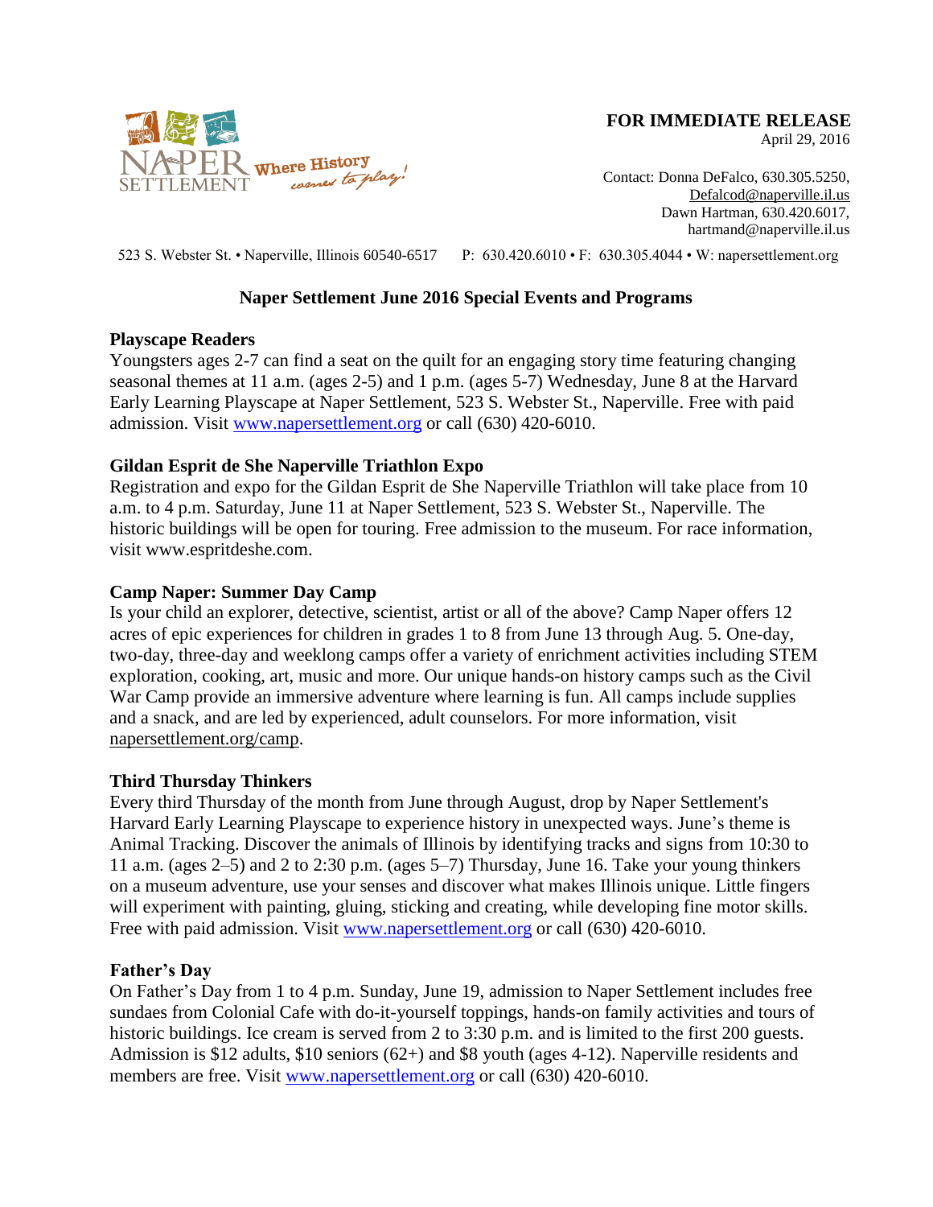NAPER SETTLEMENT Where History comes to play!

**FOR IMMEDIATE RELEASE**
April 29, 2016

Contact: Donna DeFalco, 630.305.5250,
Defalcod@naperville.il.us
Dawn Hartman, 630.420.6017,
hartmand@naperville.il.us

523 S. Webster St. • Naperville, Illinois 60540-6517 P: 630.420.6010 • F: 630.305.4044 • W: napersettlement.org

## Naper Settlement June 2016 Special Events and Programs

**Playscape Readers**
Youngsters ages 2-7 can find a seat on the quilt for an engaging story time featuring changing seasonal themes at 11 a.m. (ages 2-5) and 1 p.m. (ages 5-7) Wednesday, June 8 at the Harvard Early Learning Playscape at Naper Settlement, 523 S. Webster St., Naperville. Free with paid admission. Visit www.napersettlement.org or call (630) 420-6010.

**Gildan Esprit de She Naperville Triathlon Expo**
Registration and expo for the Gildan Esprit de She Naperville Triathlon will take place from 10 a.m. to 4 p.m. Saturday, June 11 at Naper Settlement, 523 S. Webster St., Naperville. The historic buildings will be open for touring. Free admission to the museum. For race information, visit www.espritdeshe.com.

**Camp Naper: Summer Day Camp**
Is your child an explorer, detective, scientist, artist or all of the above? Camp Naper offers 12 acres of epic experiences for children in grades 1 to 8 from June 13 through Aug. 5. One-day, two-day, three-day and weeklong camps offer a variety of enrichment activities including STEM exploration, cooking, art, music and more. Our unique hands-on history camps such as the Civil War Camp provide an immersive adventure where learning is fun. All camps include supplies and a snack, and are led by experienced, adult counselors. For more information, visit napersettlement.org/camp.

**Third Thursday Thinkers**
Every third Thursday of the month from June through August, drop by Naper Settlement's Harvard Early Learning Playscape to experience history in unexpected ways. June's theme is Animal Tracking. Discover the animals of Illinois by identifying tracks and signs from 10:30 to 11 a.m. (ages 2–5) and 2 to 2:30 p.m. (ages 5–7) Thursday, June 16. Take your young thinkers on a museum adventure, use your senses and discover what makes Illinois unique. Little fingers will experiment with painting, gluing, sticking and creating, while developing fine motor skills. Free with paid admission. Visit www.napersettlement.org or call (630) 420-6010.

**Father's Day**
On Father's Day from 1 to 4 p.m. Sunday, June 19, admission to Naper Settlement includes free sundaes from Colonial Cafe with do-it-yourself toppings, hands-on family activities and tours of historic buildings. Ice cream is served from 2 to 3:30 p.m. and is limited to the first 200 guests. Admission is $12 adults, $10 seniors (62+) and $8 youth (ages 4-12). Naperville residents and members are free. Visit www.napersettlement.org or call (630) 420-6010.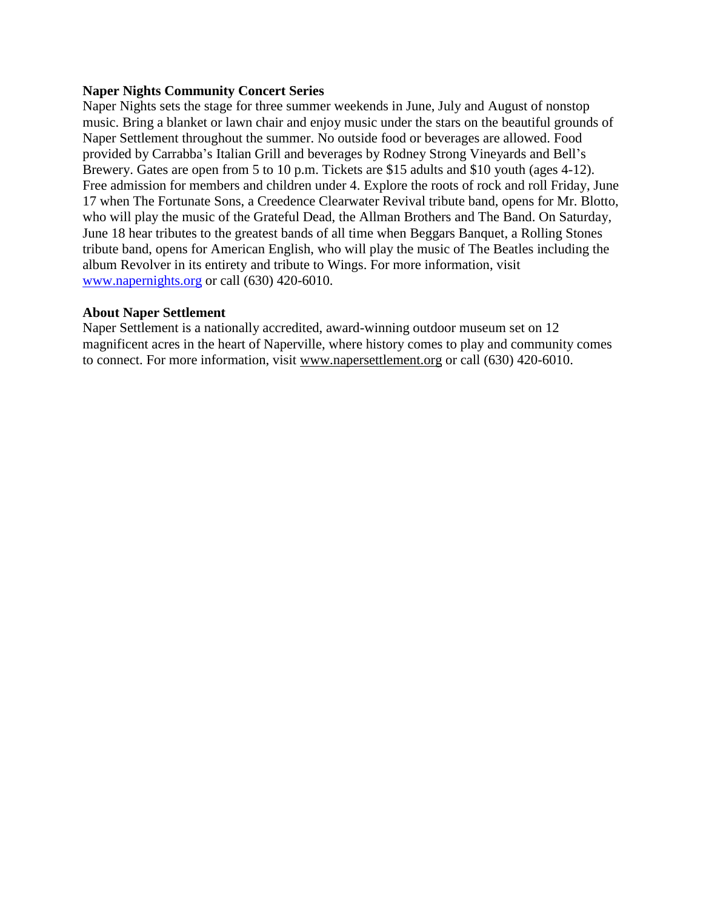**Naper Nights Community Concert Series**

Naper Nights sets the stage for three summer weekends in June, July and August of nonstop music. Bring a blanket or lawn chair and enjoy music under the stars on the beautiful grounds of Naper Settlement throughout the summer. No outside food or beverages are allowed. Food provided by Carrabba's Italian Grill and beverages by Rodney Strong Vineyards and Bell's Brewery. Gates are open from 5 to 10 p.m. Tickets are $15 adults and $10 youth (ages 4-12). Free admission for members and children under 4. Explore the roots of rock and roll Friday, June 17 when The Fortunate Sons, a Creedence Clearwater Revival tribute band, opens for Mr. Blotto, who will play the music of the Grateful Dead, the Allman Brothers and The Band. On Saturday, June 18 hear tributes to the greatest bands of all time when Beggars Banquet, a Rolling Stones tribute band, opens for American English, who will play the music of The Beatles including the album Revolver in its entirety and tribute to Wings. For more information, visit www.napernights.org or call (630) 420-6010.

**About Naper Settlement**

Naper Settlement is a nationally accredited, award-winning outdoor museum set on 12 magnificent acres in the heart of Naperville, where history comes to play and community comes to connect. For more information, visit www.napersettlement.org or call (630) 420-6010.